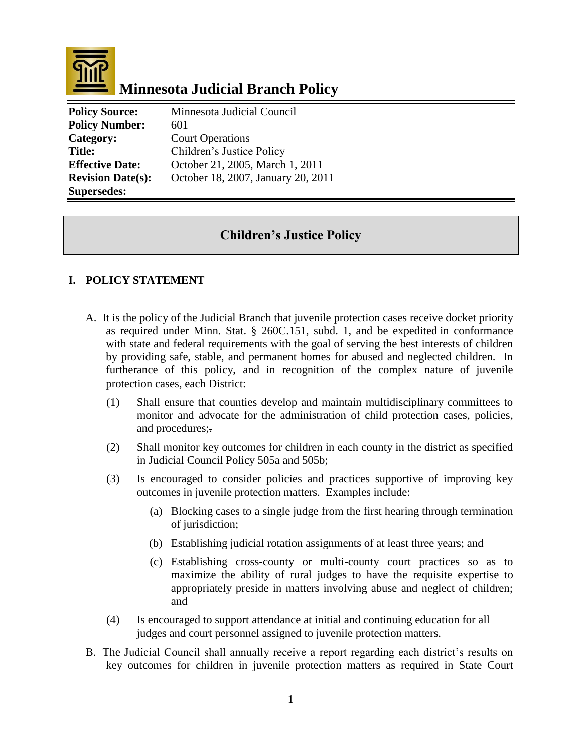# Minnesota Judicial Branch Policy

| | |
|---|---|
| **Policy Source:** | Minnesota Judicial Council |
| **Policy Number:** | 601 |
| **Category:** | Court Operations |
| **Title:** | Children's Justice Policy |
| **Effective Date:** | October 21, 2005, March 1, 2011 |
| **Revision Date(s):** | October 18, 2007, January 20, 2011 |
| **Supersedes:** | |

## Children's Justice Policy

### I. POLICY STATEMENT

A. It is the policy of the Judicial Branch that juvenile protection cases receive docket priority as required under Minn. Stat. § 260C.151, subd. 1, and be expedited in conformance with state and federal requirements with the goal of serving the best interests of children by providing safe, stable, and permanent homes for abused and neglected children. In furtherance of this policy, and in recognition of the complex nature of juvenile protection cases, each District:

(1) Shall ensure that counties develop and maintain multidisciplinary committees to monitor and advocate for the administration of child protection cases, policies, and procedures;.

(2) Shall monitor key outcomes for children in each county in the district as specified in Judicial Council Policy 505a and 505b;

(3) Is encouraged to consider policies and practices supportive of improving key outcomes in juvenile protection matters. Examples include:

(a) Blocking cases to a single judge from the first hearing through termination of jurisdiction;

(b) Establishing judicial rotation assignments of at least three years; and

(c) Establishing cross-county or multi-county court practices so as to maximize the ability of rural judges to have the requisite expertise to appropriately preside in matters involving abuse and neglect of children; and

(4) Is encouraged to support attendance at initial and continuing education for all judges and court personnel assigned to juvenile protection matters.

B. The Judicial Council shall annually receive a report regarding each district's results on key outcomes for children in juvenile protection matters as required in State Court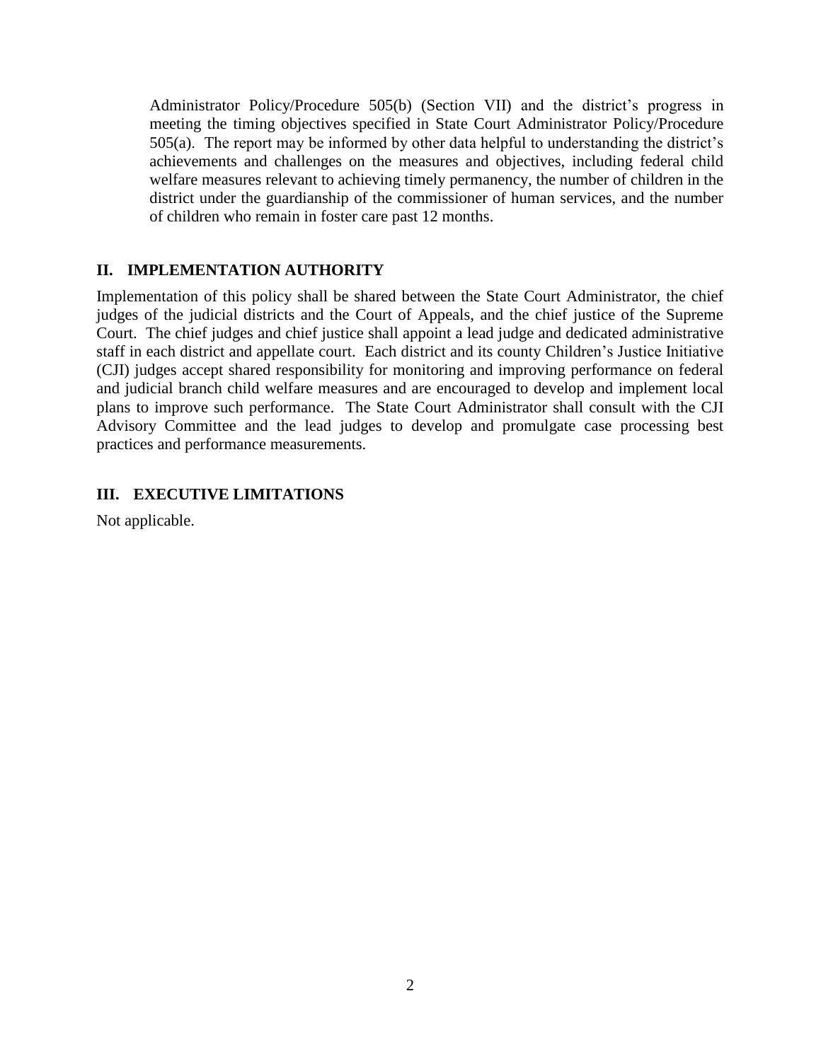Administrator Policy/Procedure 505(b) (Section VII) and the district's progress in meeting the timing objectives specified in State Court Administrator Policy/Procedure 505(a). The report may be informed by other data helpful to understanding the district's achievements and challenges on the measures and objectives, including federal child welfare measures relevant to achieving timely permanency, the number of children in the district under the guardianship of the commissioner of human services, and the number of children who remain in foster care past 12 months.

## II. IMPLEMENTATION AUTHORITY

Implementation of this policy shall be shared between the State Court Administrator, the chief judges of the judicial districts and the Court of Appeals, and the chief justice of the Supreme Court. The chief judges and chief justice shall appoint a lead judge and dedicated administrative staff in each district and appellate court. Each district and its county Children's Justice Initiative (CJI) judges accept shared responsibility for monitoring and improving performance on federal and judicial branch child welfare measures and are encouraged to develop and implement local plans to improve such performance. The State Court Administrator shall consult with the CJI Advisory Committee and the lead judges to develop and promulgate case processing best practices and performance measurements.

## III. EXECUTIVE LIMITATIONS

Not applicable.